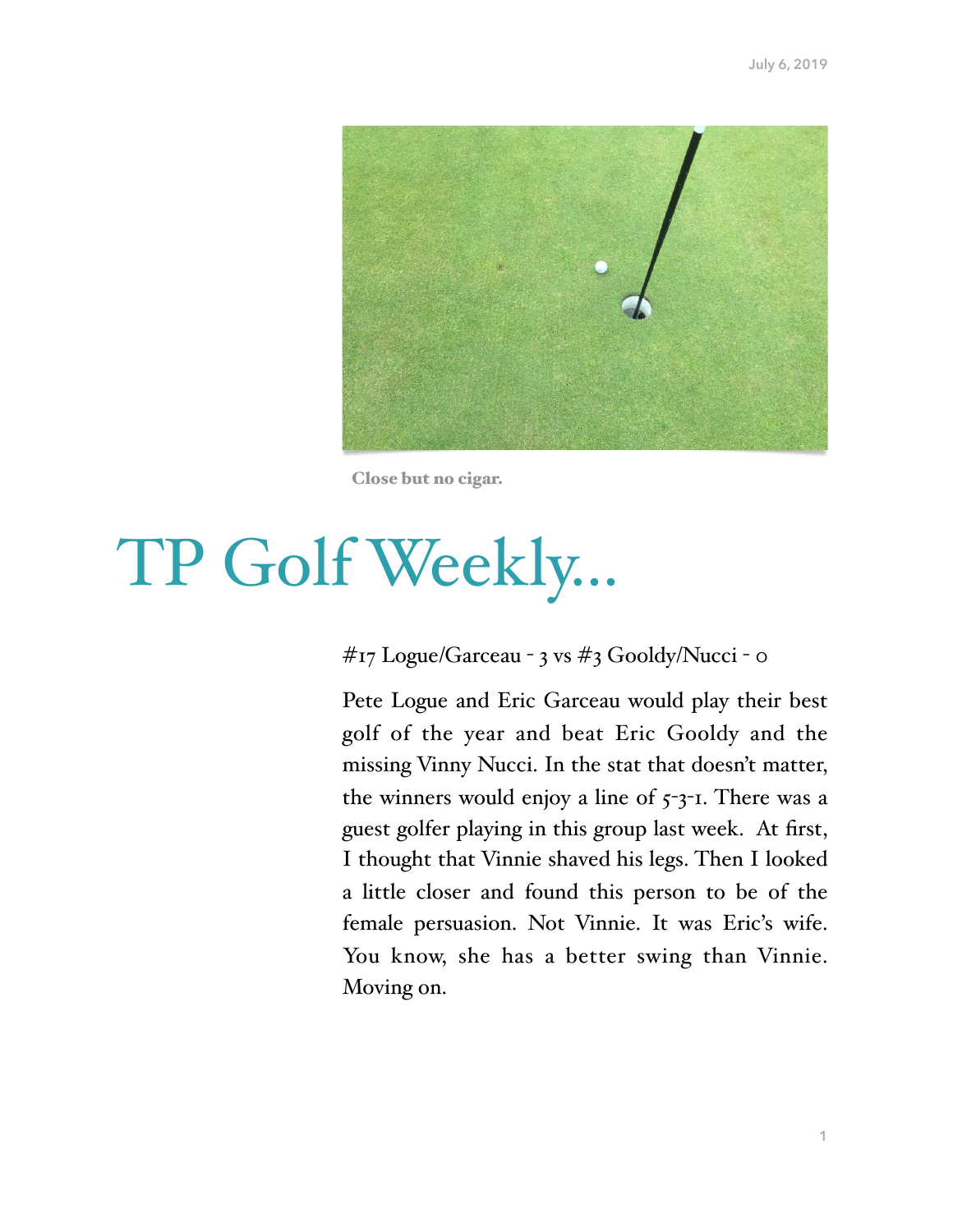July 6, 2019

Close but no cigar.

# TP Golf Weekly…

#17 Logue/Garceau - 3 vs #3 Gooldy/Nucci - 0

Pete Logue and Eric Garceau would play their best golf of the year and beat Eric Gooldy and the missing Vinny Nucci. In the stat that doesn't matter, the winners would enjoy a line of 5-3-1. There was a guest golfer playing in this group last week. At first, I thought that Vinnie shaved his legs. Then I looked a little closer and found this person to be of the female persuasion. Not Vinnie. It was Eric's wife. You know, she has a better swing than Vinnie. Moving on.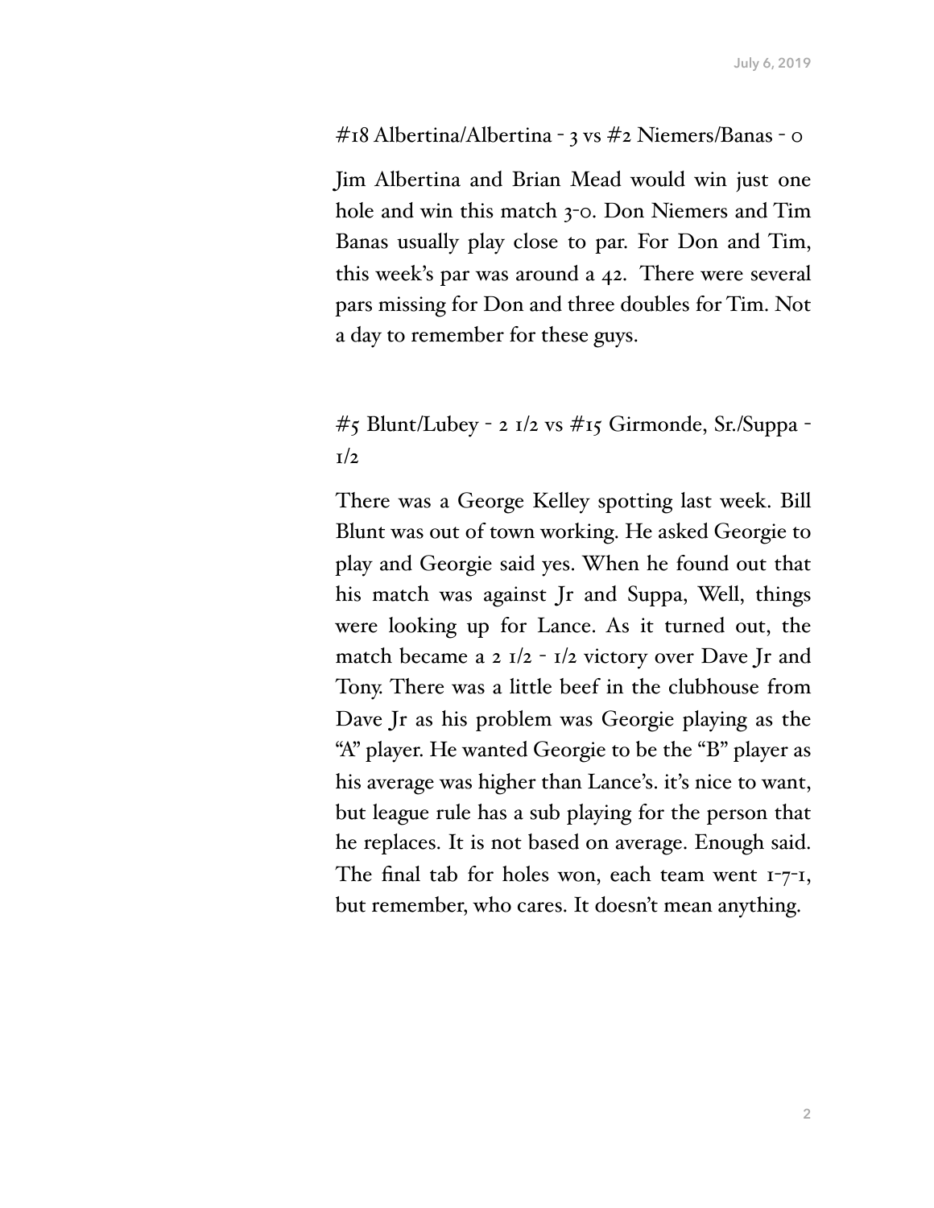#18 Albertina/Albertina - 3 vs #2 Niemers/Banas - 0

Jim Albertina and Brian Mead would win just one hole and win this match 3-0. Don Niemers and Tim Banas usually play close to par. For Don and Tim, this week's par was around a 42. There were several pars missing for Don and three doubles for Tim. Not a day to remember for these guys.

#5 Blunt/Lubey - 2 1/2 vs #15 Girmonde, Sr./Suppa - 1/2

There was a George Kelley spotting last week. Bill Blunt was out of town working. He asked Georgie to play and Georgie said yes. When he found out that his match was against Jr and Suppa, Well, things were looking up for Lance. As it turned out, the match became a 2 1/2 - 1/2 victory over Dave Jr and Tony. There was a little beef in the clubhouse from Dave Jr as his problem was Georgie playing as the "A" player. He wanted Georgie to be the "B" player as his average was higher than Lance's. it's nice to want, but league rule has a sub playing for the person that he replaces. It is not based on average. Enough said. The final tab for holes won, each team went 1-7-1, but remember, who cares. It doesn't mean anything.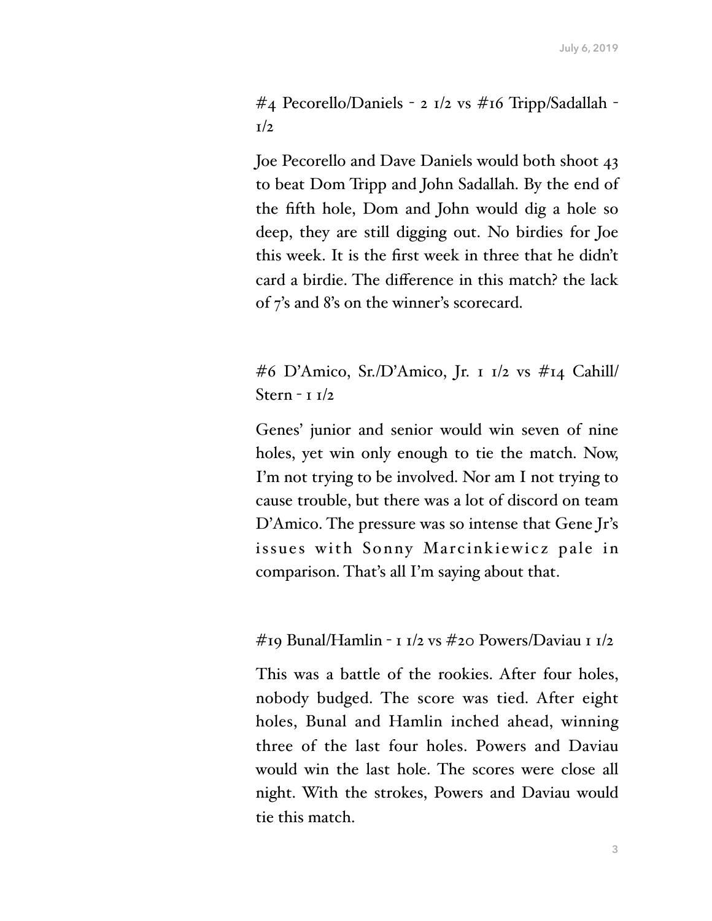#4 Pecorello/Daniels - 2 1/2 vs #16 Tripp/Sadallah - 1/2

Joe Pecorello and Dave Daniels would both shoot 43 to beat Dom Tripp and John Sadallah. By the end of the fifth hole, Dom and John would dig a hole so deep, they are still digging out. No birdies for Joe this week. It is the first week in three that he didn't card a birdie. The difference in this match? the lack of 7's and 8's on the winner's scorecard.

#6 D'Amico, Sr./D'Amico, Jr. 1 1/2 vs #14 Cahill/Stern - 1 1/2

Genes' junior and senior would win seven of nine holes, yet win only enough to tie the match. Now, I'm not trying to be involved. Nor am I not trying to cause trouble, but there was a lot of discord on team D'Amico. The pressure was so intense that Gene Jr's issues with Sonny Marcinkiewicz pale in comparison. That's all I'm saying about that.

#19 Bunal/Hamlin - 1 1/2 vs #20 Powers/Daviau 1 1/2

This was a battle of the rookies. After four holes, nobody budged. The score was tied. After eight holes, Bunal and Hamlin inched ahead, winning three of the last four holes. Powers and Daviau would win the last hole. The scores were close all night. With the strokes, Powers and Daviau would tie this match.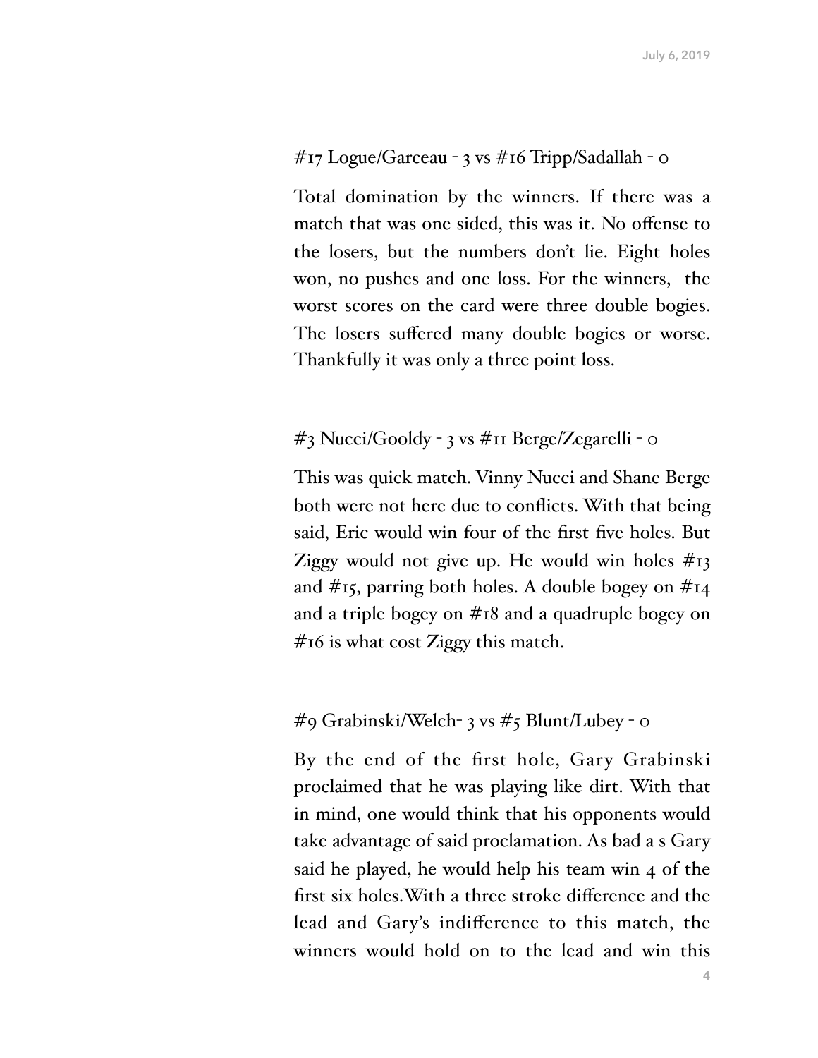#17 Logue/Garceau - 3 vs #16 Tripp/Sadallah - 0

Total domination by the winners. If there was a match that was one sided, this was it. No offense to the losers, but the numbers don't lie. Eight holes won, no pushes and one loss. For the winners, the worst scores on the card were three double bogies. The losers suffered many double bogies or worse. Thankfully it was only a three point loss.

#3 Nucci/Gooldy - 3 vs #11 Berge/Zegarelli - 0

This was quick match. Vinny Nucci and Shane Berge both were not here due to conflicts. With that being said, Eric would win four of the first five holes. But Ziggy would not give up. He would win holes #13 and #15, parring both holes. A double bogey on #14 and a triple bogey on #18 and a quadruple bogey on #16 is what cost Ziggy this match.

#9 Grabinski/Welch- 3 vs #5 Blunt/Lubey - 0

By the end of the first hole, Gary Grabinski proclaimed that he was playing like dirt. With that in mind, one would think that his opponents would take advantage of said proclamation. As bad a s Gary said he played, he would help his team win 4 of the first six holes.With a three stroke difference and the lead and Gary's indifference to this match, the winners would hold on to the lead and win this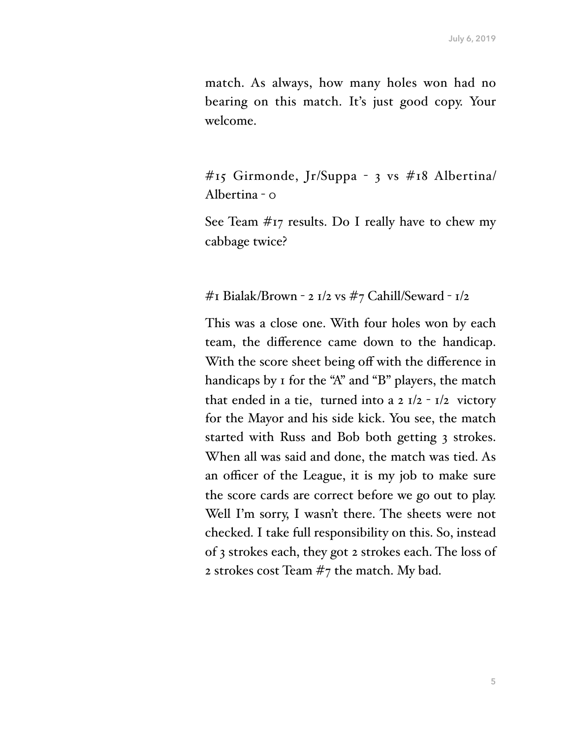match. As always, how many holes won had no bearing on this match. It's just good copy. Your welcome.

#15 Girmonde, Jr/Suppa - 3 vs #18 Albertina/Albertina - 0

See Team #17 results. Do I really have to chew my cabbage twice?

#1 Bialak/Brown - 2 1/2 vs #7 Cahill/Seward - 1/2

This was a close one. With four holes won by each team, the difference came down to the handicap. With the score sheet being off with the difference in handicaps by 1 for the "A" and "B" players, the match that ended in a tie, turned into a 2 1/2 - 1/2 victory for the Mayor and his side kick. You see, the match started with Russ and Bob both getting 3 strokes. When all was said and done, the match was tied. As an officer of the League, it is my job to make sure the score cards are correct before we go out to play. Well I'm sorry, I wasn't there. The sheets were not checked. I take full responsibility on this. So, instead of 3 strokes each, they got 2 strokes each. The loss of 2 strokes cost Team #7 the match. My bad.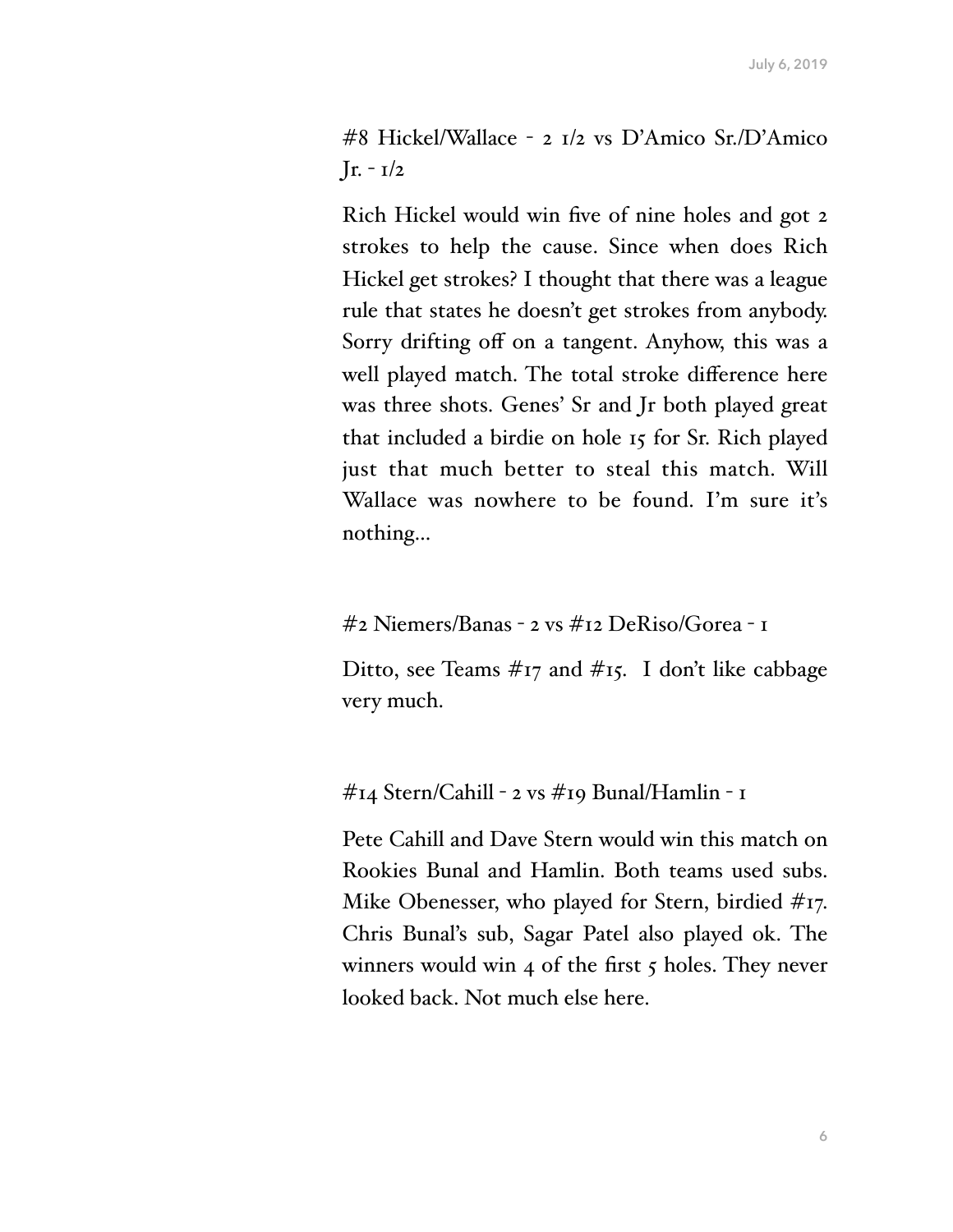#8 Hickel/Wallace - 2 1/2 vs D'Amico Sr./D'Amico Jr. - 1/2

Rich Hickel would win five of nine holes and got 2 strokes to help the cause. Since when does Rich Hickel get strokes? I thought that there was a league rule that states he doesn't get strokes from anybody. Sorry drifting off on a tangent. Anyhow, this was a well played match. The total stroke difference here was three shots. Genes' Sr and Jr both played great that included a birdie on hole 15 for Sr. Rich played just that much better to steal this match. Will Wallace was nowhere to be found. I'm sure it's nothing...

#2 Niemers/Banas - 2 vs #12 DeRiso/Gorea - 1

Ditto, see Teams #17 and #15. I don't like cabbage very much.

#14 Stern/Cahill - 2 vs #19 Bunal/Hamlin - 1

Pete Cahill and Dave Stern would win this match on Rookies Bunal and Hamlin. Both teams used subs. Mike Obenesser, who played for Stern, birdied #17. Chris Bunal's sub, Sagar Patel also played ok. The winners would win 4 of the first 5 holes. They never looked back. Not much else here.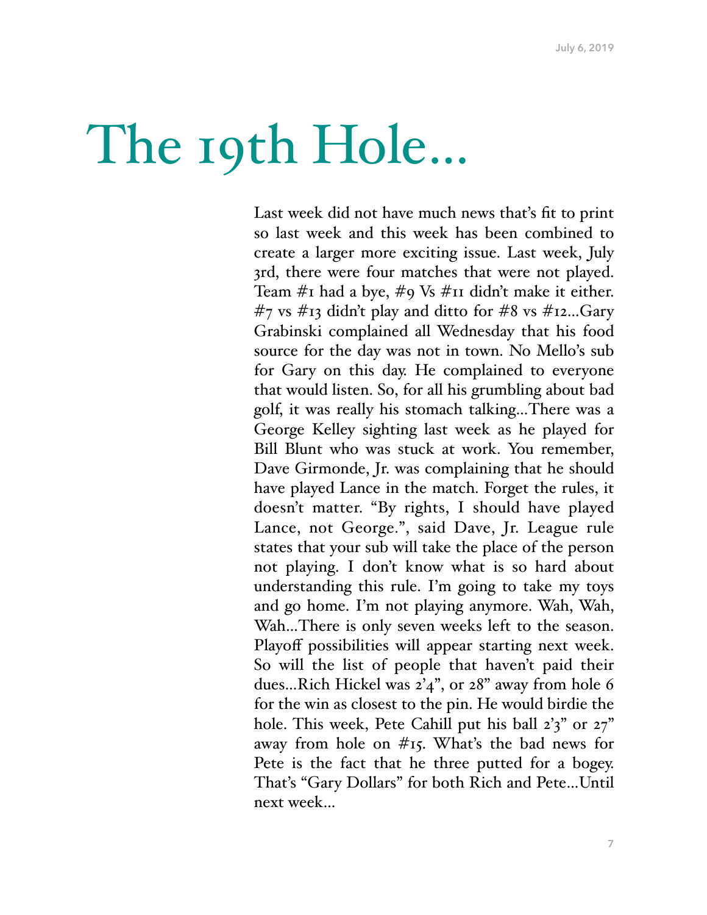# The 19th Hole...

Last week did not have much news that's fit to print so last week and this week has been combined to create a larger more exciting issue. Last week, July 3rd, there were four matches that were not played. Team #1 had a bye, #9 Vs #11 didn't make it either. #7 vs #13 didn't play and ditto for #8 vs #12...Gary Grabinski complained all Wednesday that his food source for the day was not in town. No Mello's sub for Gary on this day. He complained to everyone that would listen. So, for all his grumbling about bad golf, it was really his stomach talking...There was a George Kelley sighting last week as he played for Bill Blunt who was stuck at work. You remember, Dave Girmonde, Jr. was complaining that he should have played Lance in the match. Forget the rules, it doesn't matter. "By rights, I should have played Lance, not George.", said Dave, Jr. League rule states that your sub will take the place of the person not playing. I don't know what is so hard about understanding this rule. I'm going to take my toys and go home. I'm not playing anymore. Wah, Wah, Wah...There is only seven weeks left to the season. Playoff possibilities will appear starting next week. So will the list of people that haven't paid their dues...Rich Hickel was 2'4", or 28" away from hole 6 for the win as closest to the pin. He would birdie the hole. This week, Pete Cahill put his ball 2'3" or 27" away from hole on #15. What's the bad news for Pete is the fact that he three putted for a bogey. That's "Gary Dollars" for both Rich and Pete...Until next week...